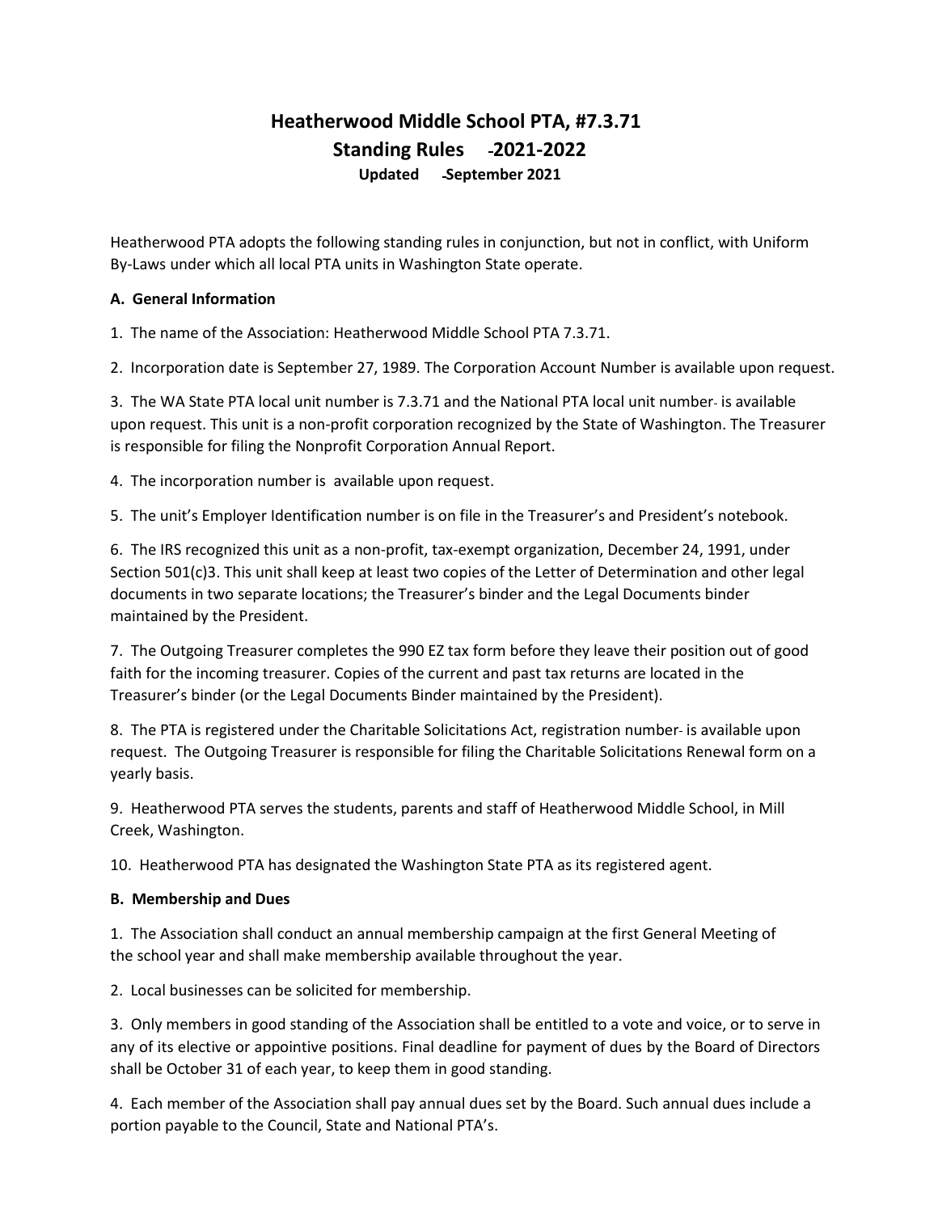# Heatherwood Middle School PTA, #7.3.71
## Standing Rules 2021-2022
### Updated September 2021

Heatherwood PTA adopts the following standing rules in conjunction, but not in conflict, with Uniform By-Laws under which all local PTA units in Washington State operate.

**A. General Information**

1. The name of the Association: Heatherwood Middle School PTA 7.3.71.

2. Incorporation date is September 27, 1989. The Corporation Account Number is available upon request.

3. The WA State PTA local unit number is 7.3.71 and the National PTA local unit number is available upon request. This unit is a non-profit corporation recognized by the State of Washington. The Treasurer is responsible for filing the Nonprofit Corporation Annual Report.

4. The incorporation number is available upon request.

5. The unit's Employer Identification number is on file in the Treasurer's and President's notebook.

6. The IRS recognized this unit as a non-profit, tax-exempt organization, December 24, 1991, under Section 501(c)3. This unit shall keep at least two copies of the Letter of Determination and other legal documents in two separate locations; the Treasurer's binder and the Legal Documents binder maintained by the President.

7. The Outgoing Treasurer completes the 990 EZ tax form before they leave their position out of good faith for the incoming treasurer. Copies of the current and past tax returns are located in the Treasurer's binder (or the Legal Documents Binder maintained by the President).

8. The PTA is registered under the Charitable Solicitations Act, registration number is available upon request. The Outgoing Treasurer is responsible for filing the Charitable Solicitations Renewal form on a yearly basis.

9. Heatherwood PTA serves the students, parents and staff of Heatherwood Middle School, in Mill Creek, Washington.

10. Heatherwood PTA has designated the Washington State PTA as its registered agent.

**B. Membership and Dues**

1. The Association shall conduct an annual membership campaign at the first General Meeting of the school year and shall make membership available throughout the year.

2. Local businesses can be solicited for membership.

3. Only members in good standing of the Association shall be entitled to a vote and voice, or to serve in any of its elective or appointive positions. Final deadline for payment of dues by the Board of Directors shall be October 31 of each year, to keep them in good standing.

4. Each member of the Association shall pay annual dues set by the Board. Such annual dues include a portion payable to the Council, State and National PTA's.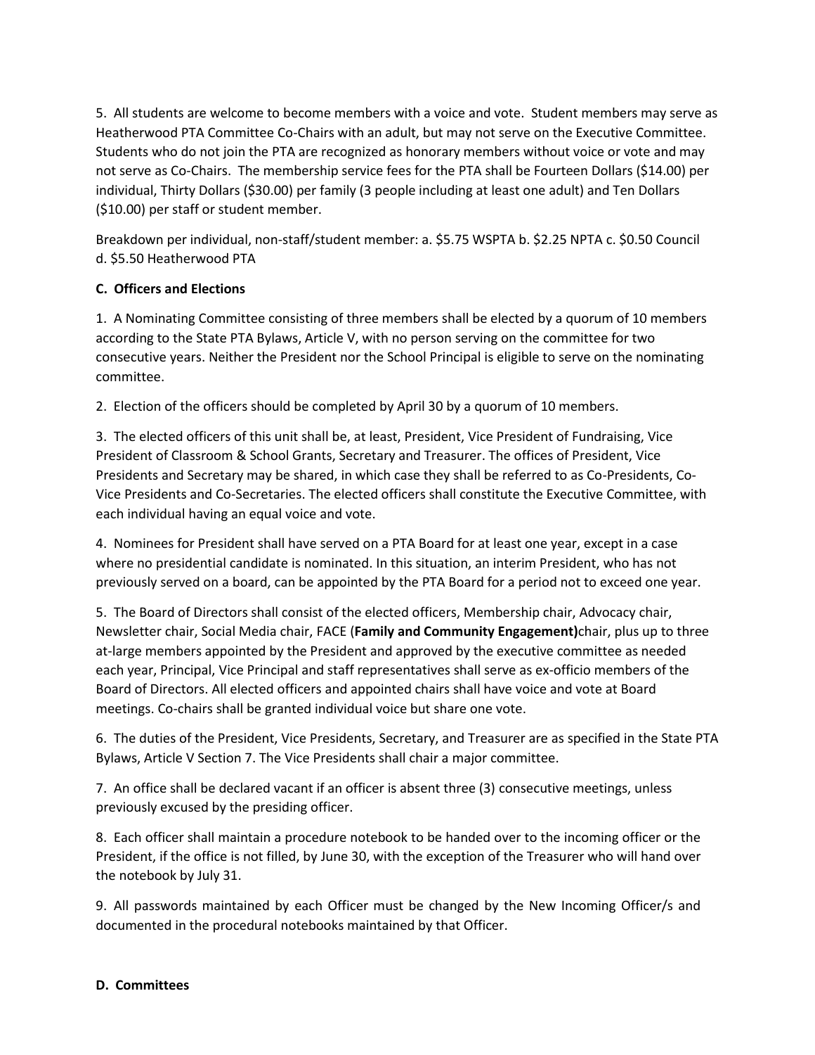5. All students are welcome to become members with a voice and vote. Student members may serve as Heatherwood PTA Committee Co-Chairs with an adult, but may not serve on the Executive Committee. Students who do not join the PTA are recognized as honorary members without voice or vote and may not serve as Co-Chairs. The membership service fees for the PTA shall be Fourteen Dollars ($14.00) per individual, Thirty Dollars ($30.00) per family (3 people including at least one adult) and Ten Dollars ($10.00) per staff or student member.

Breakdown per individual, non-staff/student member: a. $5.75 WSPTA b. $2.25 NPTA c. $0.50 Council d. $5.50 Heatherwood PTA

**C. Officers and Elections**

1. A Nominating Committee consisting of three members shall be elected by a quorum of 10 members according to the State PTA Bylaws, Article V, with no person serving on the committee for two consecutive years. Neither the President nor the School Principal is eligible to serve on the nominating committee.

2. Election of the officers should be completed by April 30 by a quorum of 10 members.

3. The elected officers of this unit shall be, at least, President, Vice President of Fundraising, Vice President of Classroom & School Grants, Secretary and Treasurer. The offices of President, Vice Presidents and Secretary may be shared, in which case they shall be referred to as Co-Presidents, Co-Vice Presidents and Co-Secretaries. The elected officers shall constitute the Executive Committee, with each individual having an equal voice and vote.

4. Nominees for President shall have served on a PTA Board for at least one year, except in a case where no presidential candidate is nominated. In this situation, an interim President, who has not previously served on a board, can be appointed by the PTA Board for a period not to exceed one year.

5. The Board of Directors shall consist of the elected officers, Membership chair, Advocacy chair, Newsletter chair, Social Media chair, FACE (**Family and Community Engagement)**chair, plus up to three at-large members appointed by the President and approved by the executive committee as needed each year, Principal, Vice Principal and staff representatives shall serve as ex-officio members of the Board of Directors. All elected officers and appointed chairs shall have voice and vote at Board meetings. Co-chairs shall be granted individual voice but share one vote.

6. The duties of the President, Vice Presidents, Secretary, and Treasurer are as specified in the State PTA Bylaws, Article V Section 7. The Vice Presidents shall chair a major committee.

7. An office shall be declared vacant if an officer is absent three (3) consecutive meetings, unless previously excused by the presiding officer.

8. Each officer shall maintain a procedure notebook to be handed over to the incoming officer or the President, if the office is not filled, by June 30, with the exception of the Treasurer who will hand over the notebook by July 31.

9. All passwords maintained by each Officer must be changed by the New Incoming Officer/s and documented in the procedural notebooks maintained by that Officer.

**D. Committees**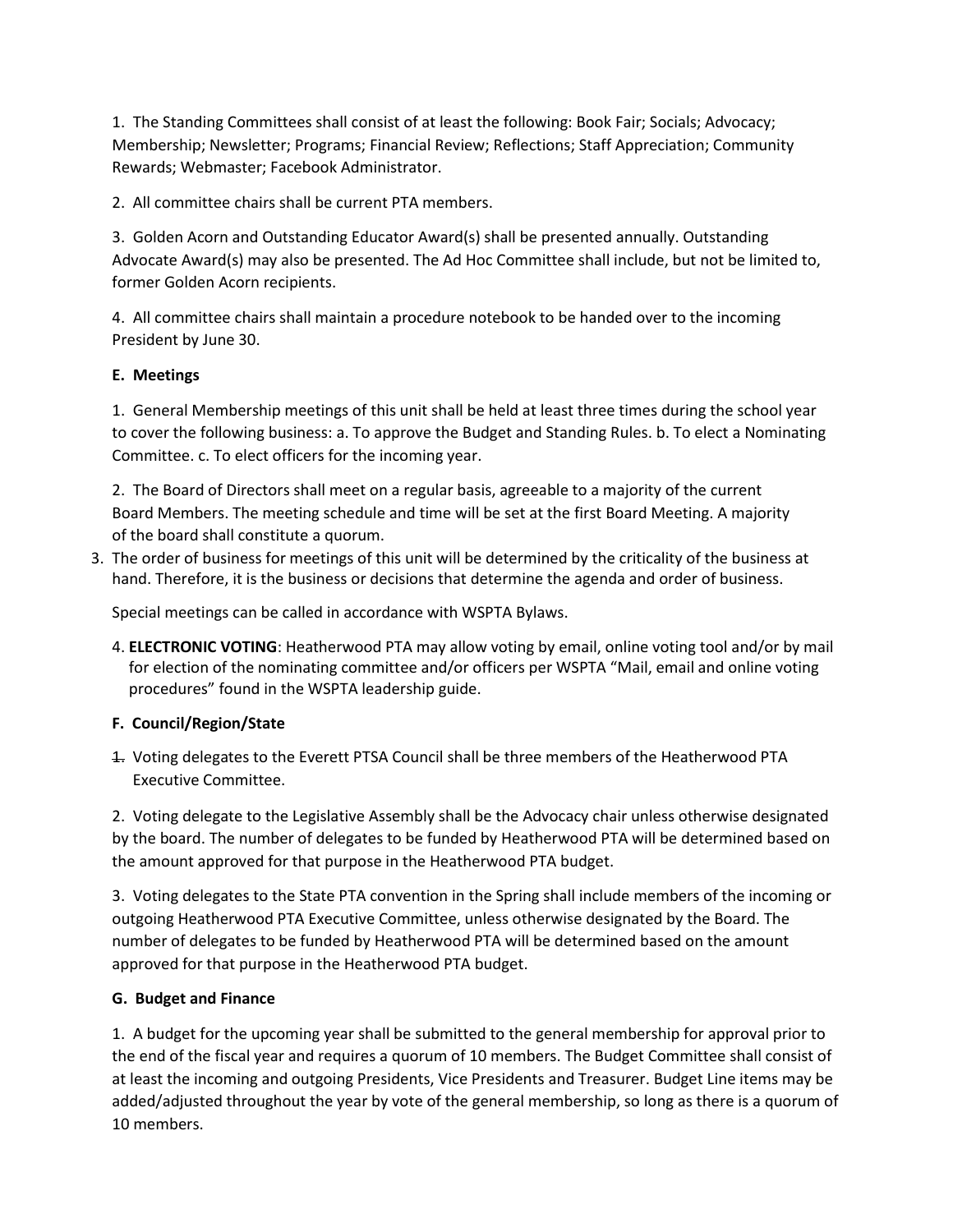1. The Standing Committees shall consist of at least the following: Book Fair; Socials; Advocacy; Membership; Newsletter; Programs; Financial Review; Reflections; Staff Appreciation; Community Rewards; Webmaster; Facebook Administrator.

2. All committee chairs shall be current PTA members.

3. Golden Acorn and Outstanding Educator Award(s) shall be presented annually. Outstanding Advocate Award(s) may also be presented. The Ad Hoc Committee shall include, but not be limited to, former Golden Acorn recipients.

4. All committee chairs shall maintain a procedure notebook to be handed over to the incoming President by June 30.

**E. Meetings**

1. General Membership meetings of this unit shall be held at least three times during the school year to cover the following business: a. To approve the Budget and Standing Rules. b. To elect a Nominating Committee. c. To elect officers for the incoming year.

2. The Board of Directors shall meet on a regular basis, agreeable to a majority of the current Board Members. The meeting schedule and time will be set at the first Board Meeting. A majority of the board shall constitute a quorum.

3. The order of business for meetings of this unit will be determined by the criticality of the business at hand. Therefore, it is the business or decisions that determine the agenda and order of business.

Special meetings can be called in accordance with WSPTA Bylaws.

4. **ELECTRONIC VOTING**: Heatherwood PTA may allow voting by email, online voting tool and/or by mail for election of the nominating committee and/or officers per WSPTA "Mail, email and online voting procedures" found in the WSPTA leadership guide.

**F. Council/Region/State**

~~1.~~ Voting delegates to the Everett PTSA Council shall be three members of the Heatherwood PTA Executive Committee.

2. Voting delegate to the Legislative Assembly shall be the Advocacy chair unless otherwise designated by the board. The number of delegates to be funded by Heatherwood PTA will be determined based on the amount approved for that purpose in the Heatherwood PTA budget.

3. Voting delegates to the State PTA convention in the Spring shall include members of the incoming or outgoing Heatherwood PTA Executive Committee, unless otherwise designated by the Board. The number of delegates to be funded by Heatherwood PTA will be determined based on the amount approved for that purpose in the Heatherwood PTA budget.

**G. Budget and Finance**

1. A budget for the upcoming year shall be submitted to the general membership for approval prior to the end of the fiscal year and requires a quorum of 10 members. The Budget Committee shall consist of at least the incoming and outgoing Presidents, Vice Presidents and Treasurer. Budget Line items may be added/adjusted throughout the year by vote of the general membership, so long as there is a quorum of 10 members.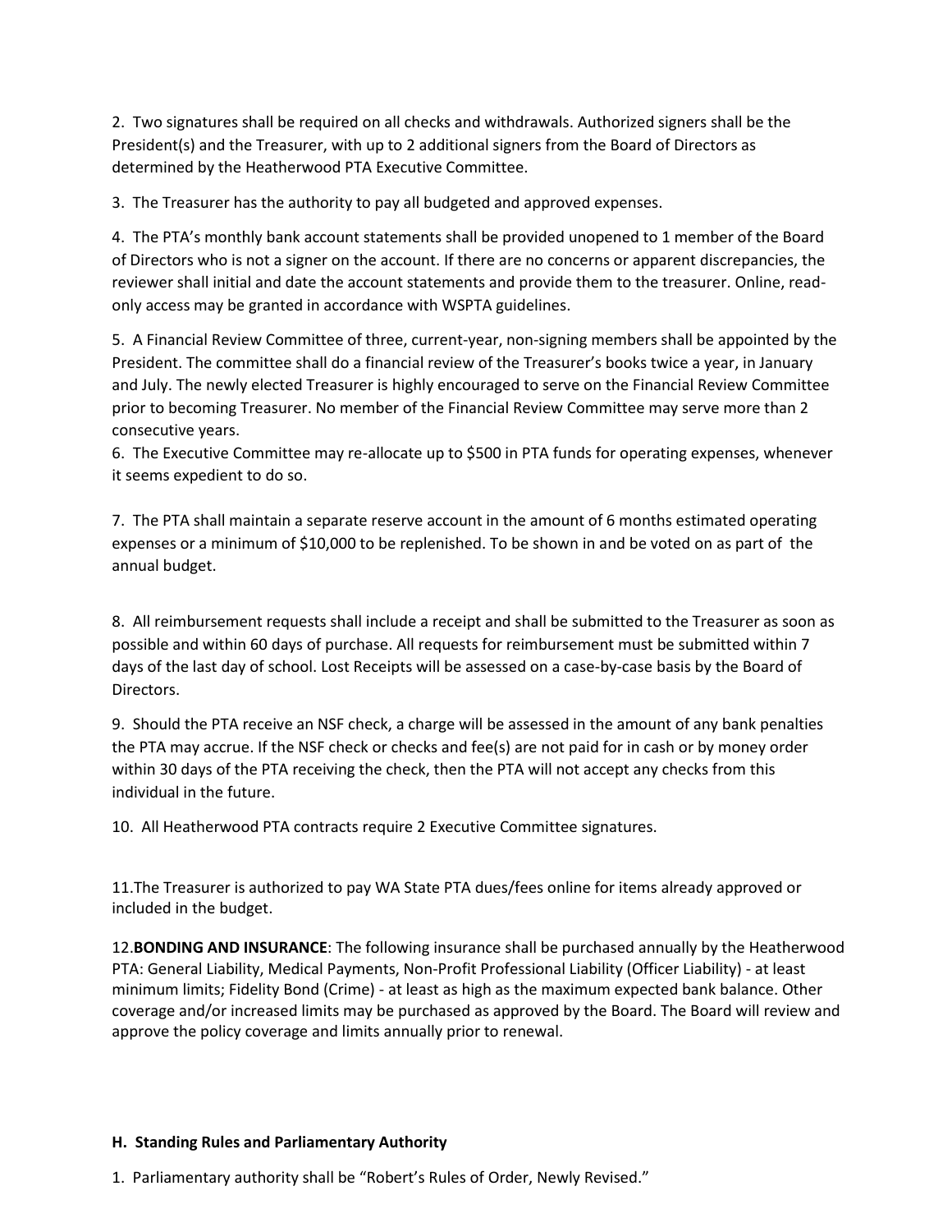2. Two signatures shall be required on all checks and withdrawals. Authorized signers shall be the President(s) and the Treasurer, with up to 2 additional signers from the Board of Directors as determined by the Heatherwood PTA Executive Committee.

3. The Treasurer has the authority to pay all budgeted and approved expenses.

4. The PTA's monthly bank account statements shall be provided unopened to 1 member of the Board of Directors who is not a signer on the account. If there are no concerns or apparent discrepancies, the reviewer shall initial and date the account statements and provide them to the treasurer. Online, read-only access may be granted in accordance with WSPTA guidelines.

5. A Financial Review Committee of three, current-year, non-signing members shall be appointed by the President. The committee shall do a financial review of the Treasurer's books twice a year, in January and July. The newly elected Treasurer is highly encouraged to serve on the Financial Review Committee prior to becoming Treasurer. No member of the Financial Review Committee may serve more than 2 consecutive years.

6. The Executive Committee may re-allocate up to $500 in PTA funds for operating expenses, whenever it seems expedient to do so.

7. The PTA shall maintain a separate reserve account in the amount of 6 months estimated operating expenses or a minimum of $10,000 to be replenished. To be shown in and be voted on as part of the annual budget.

8. All reimbursement requests shall include a receipt and shall be submitted to the Treasurer as soon as possible and within 60 days of purchase. All requests for reimbursement must be submitted within 7 days of the last day of school. Lost Receipts will be assessed on a case-by-case basis by the Board of Directors.

9. Should the PTA receive an NSF check, a charge will be assessed in the amount of any bank penalties the PTA may accrue. If the NSF check or checks and fee(s) are not paid for in cash or by money order within 30 days of the PTA receiving the check, then the PTA will not accept any checks from this individual in the future.

10. All Heatherwood PTA contracts require 2 Executive Committee signatures.

11.The Treasurer is authorized to pay WA State PTA dues/fees online for items already approved or included in the budget.

12.**BONDING AND INSURANCE**: The following insurance shall be purchased annually by the Heatherwood PTA: General Liability, Medical Payments, Non-Profit Professional Liability (Officer Liability) - at least minimum limits; Fidelity Bond (Crime) - at least as high as the maximum expected bank balance. Other coverage and/or increased limits may be purchased as approved by the Board. The Board will review and approve the policy coverage and limits annually prior to renewal.

#### H. Standing Rules and Parliamentary Authority

1. Parliamentary authority shall be "Robert's Rules of Order, Newly Revised."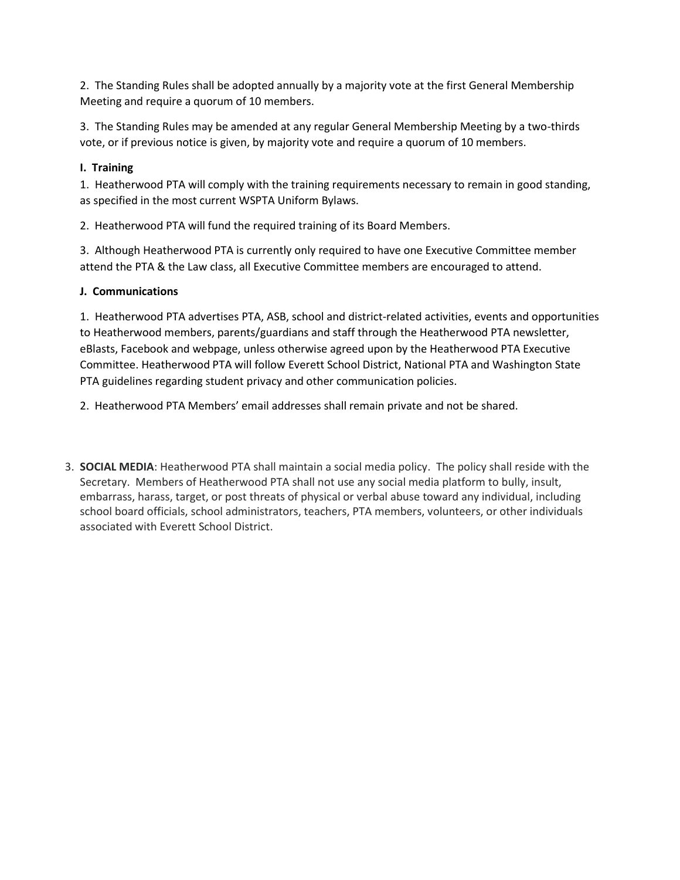2. The Standing Rules shall be adopted annually by a majority vote at the first General Membership Meeting and require a quorum of 10 members.

3. The Standing Rules may be amended at any regular General Membership Meeting by a two-thirds vote, or if previous notice is given, by majority vote and require a quorum of 10 members.

**I. Training**

1. Heatherwood PTA will comply with the training requirements necessary to remain in good standing, as specified in the most current WSPTA Uniform Bylaws.

2. Heatherwood PTA will fund the required training of its Board Members.

3. Although Heatherwood PTA is currently only required to have one Executive Committee member attend the PTA & the Law class, all Executive Committee members are encouraged to attend.

**J. Communications**

1. Heatherwood PTA advertises PTA, ASB, school and district-related activities, events and opportunities to Heatherwood members, parents/guardians and staff through the Heatherwood PTA newsletter, eBlasts, Facebook and webpage, unless otherwise agreed upon by the Heatherwood PTA Executive Committee. Heatherwood PTA will follow Everett School District, National PTA and Washington State PTA guidelines regarding student privacy and other communication policies.

2. Heatherwood PTA Members' email addresses shall remain private and not be shared.

3. **SOCIAL MEDIA**: Heatherwood PTA shall maintain a social media policy. The policy shall reside with the Secretary. Members of Heatherwood PTA shall not use any social media platform to bully, insult, embarrass, harass, target, or post threats of physical or verbal abuse toward any individual, including school board officials, school administrators, teachers, PTA members, volunteers, or other individuals associated with Everett School District.